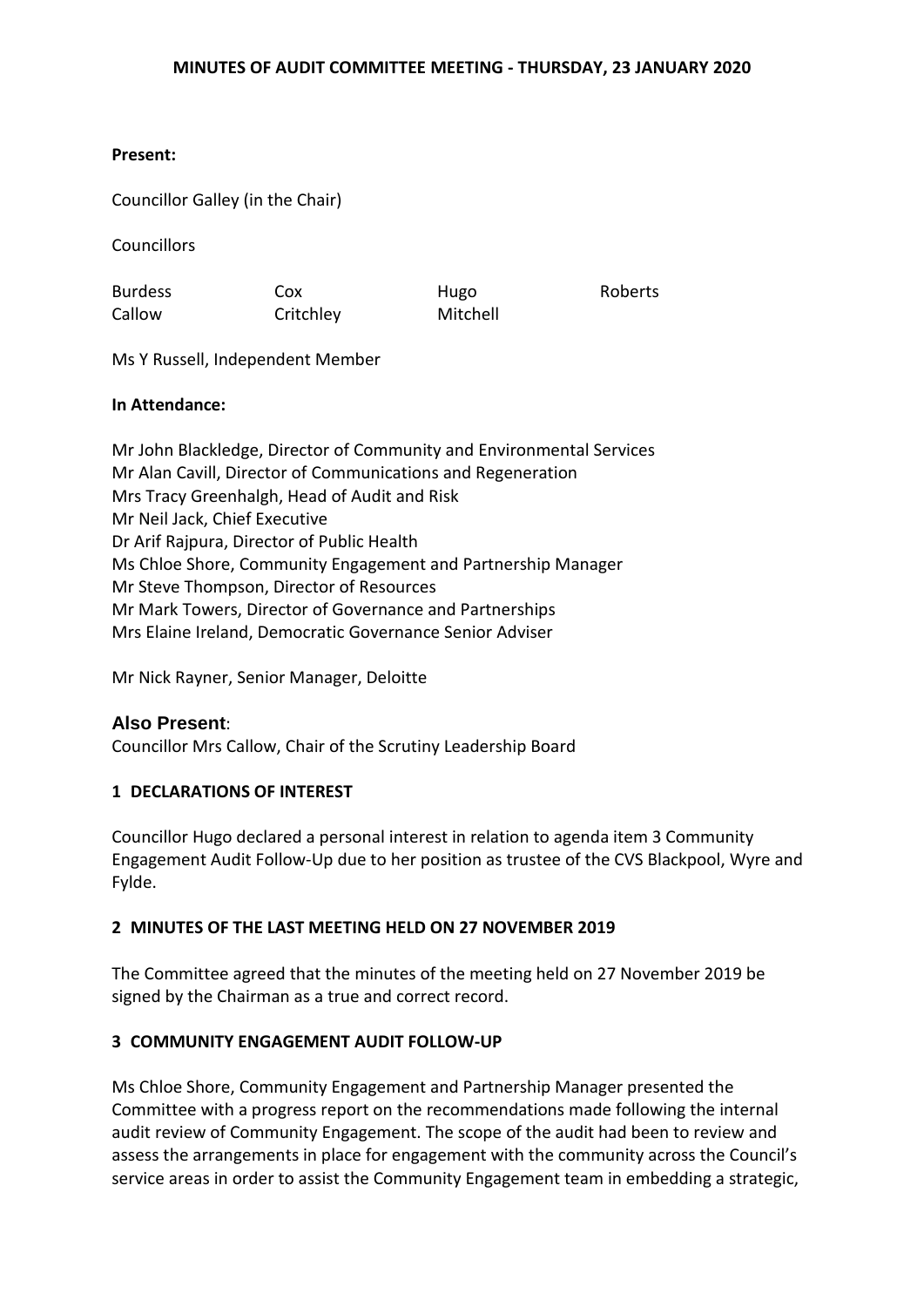# MINUTES OF AUDIT COMMITTEE MEETING - THURSDAY, 23 JANUARY 2020

**Present:**

Councillor Galley (in the Chair)

Councillors

| | | | |
|---|---|---|---|
| Burdess | Cox | Hugo | Roberts |
| Callow | Critchley | Mitchell | |

Ms Y Russell, Independent Member

**In Attendance:**

Mr John Blackledge, Director of Community and Environmental Services
Mr Alan Cavill, Director of Communications and Regeneration
Mrs Tracy Greenhalgh, Head of Audit and Risk
Mr Neil Jack, Chief Executive
Dr Arif Rajpura, Director of Public Health
Ms Chloe Shore, Community Engagement and Partnership Manager
Mr Steve Thompson, Director of Resources
Mr Mark Towers, Director of Governance and Partnerships
Mrs Elaine Ireland, Democratic Governance Senior Adviser

Mr Nick Rayner, Senior Manager, Deloitte

**Also Present**:
Councillor Mrs Callow, Chair of the Scrutiny Leadership Board

## 1 DECLARATIONS OF INTEREST

Councillor Hugo declared a personal interest in relation to agenda item 3 Community Engagement Audit Follow-Up due to her position as trustee of the CVS Blackpool, Wyre and Fylde.

## 2 MINUTES OF THE LAST MEETING HELD ON 27 NOVEMBER 2019

The Committee agreed that the minutes of the meeting held on 27 November 2019 be signed by the Chairman as a true and correct record.

## 3 COMMUNITY ENGAGEMENT AUDIT FOLLOW-UP

Ms Chloe Shore, Community Engagement and Partnership Manager presented the Committee with a progress report on the recommendations made following the internal audit review of Community Engagement. The scope of the audit had been to review and assess the arrangements in place for engagement with the community across the Council's service areas in order to assist the Community Engagement team in embedding a strategic,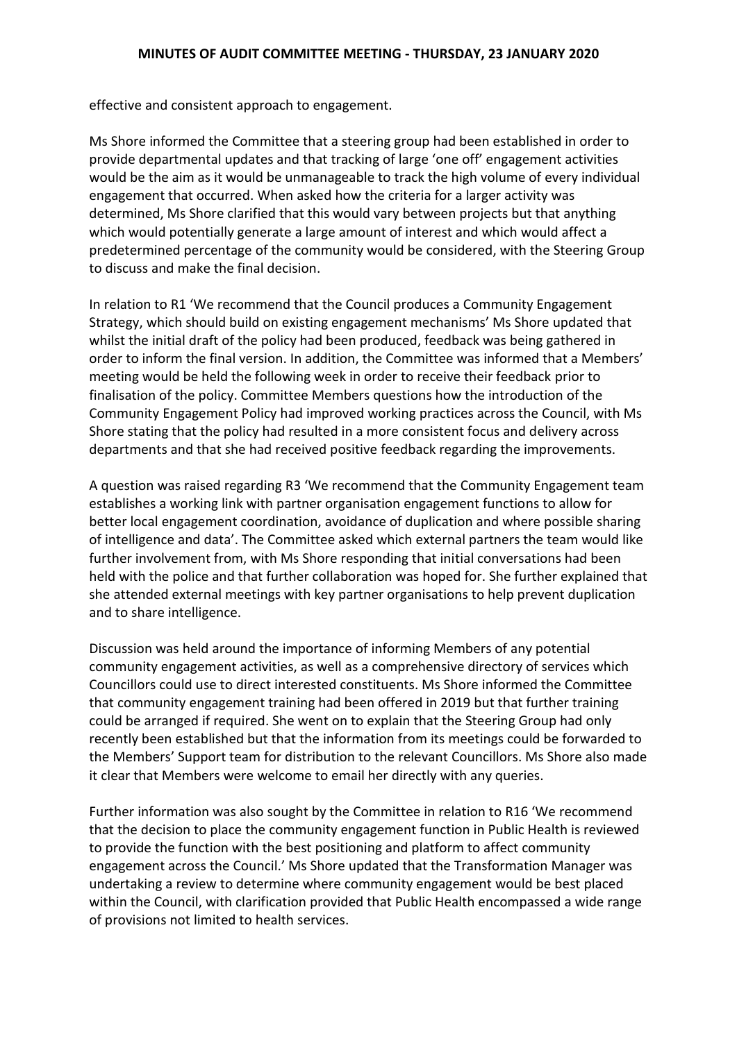effective and consistent approach to engagement.

Ms Shore informed the Committee that a steering group had been established in order to provide departmental updates and that tracking of large 'one off' engagement activities would be the aim as it would be unmanageable to track the high volume of every individual engagement that occurred. When asked how the criteria for a larger activity was determined, Ms Shore clarified that this would vary between projects but that anything which would potentially generate a large amount of interest and which would affect a predetermined percentage of the community would be considered, with the Steering Group to discuss and make the final decision.

In relation to R1 'We recommend that the Council produces a Community Engagement Strategy, which should build on existing engagement mechanisms' Ms Shore updated that whilst the initial draft of the policy had been produced, feedback was being gathered in order to inform the final version. In addition, the Committee was informed that a Members' meeting would be held the following week in order to receive their feedback prior to finalisation of the policy. Committee Members questions how the introduction of the Community Engagement Policy had improved working practices across the Council, with Ms Shore stating that the policy had resulted in a more consistent focus and delivery across departments and that she had received positive feedback regarding the improvements.

A question was raised regarding R3 'We recommend that the Community Engagement team establishes a working link with partner organisation engagement functions to allow for better local engagement coordination, avoidance of duplication and where possible sharing of intelligence and data'. The Committee asked which external partners the team would like further involvement from, with Ms Shore responding that initial conversations had been held with the police and that further collaboration was hoped for. She further explained that she attended external meetings with key partner organisations to help prevent duplication and to share intelligence.

Discussion was held around the importance of informing Members of any potential community engagement activities, as well as a comprehensive directory of services which Councillors could use to direct interested constituents. Ms Shore informed the Committee that community engagement training had been offered in 2019 but that further training could be arranged if required. She went on to explain that the Steering Group had only recently been established but that the information from its meetings could be forwarded to the Members' Support team for distribution to the relevant Councillors. Ms Shore also made it clear that Members were welcome to email her directly with any queries.

Further information was also sought by the Committee in relation to R16 'We recommend that the decision to place the community engagement function in Public Health is reviewed to provide the function with the best positioning and platform to affect community engagement across the Council.' Ms Shore updated that the Transformation Manager was undertaking a review to determine where community engagement would be best placed within the Council, with clarification provided that Public Health encompassed a wide range of provisions not limited to health services.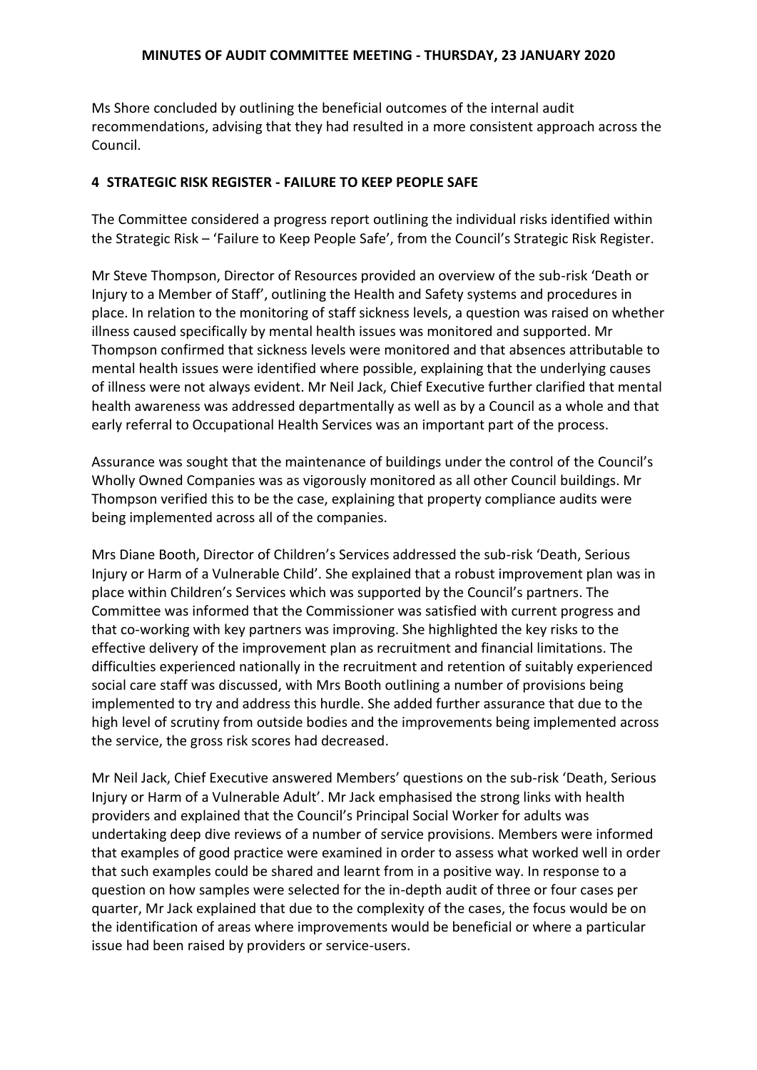Ms Shore concluded by outlining the beneficial outcomes of the internal audit recommendations, advising that they had resulted in a more consistent approach across the Council.

## 4 STRATEGIC RISK REGISTER - FAILURE TO KEEP PEOPLE SAFE

The Committee considered a progress report outlining the individual risks identified within the Strategic Risk – 'Failure to Keep People Safe', from the Council's Strategic Risk Register.

Mr Steve Thompson, Director of Resources provided an overview of the sub-risk 'Death or Injury to a Member of Staff', outlining the Health and Safety systems and procedures in place. In relation to the monitoring of staff sickness levels, a question was raised on whether illness caused specifically by mental health issues was monitored and supported. Mr Thompson confirmed that sickness levels were monitored and that absences attributable to mental health issues were identified where possible, explaining that the underlying causes of illness were not always evident. Mr Neil Jack, Chief Executive further clarified that mental health awareness was addressed departmentally as well as by a Council as a whole and that early referral to Occupational Health Services was an important part of the process.

Assurance was sought that the maintenance of buildings under the control of the Council's Wholly Owned Companies was as vigorously monitored as all other Council buildings. Mr Thompson verified this to be the case, explaining that property compliance audits were being implemented across all of the companies.

Mrs Diane Booth, Director of Children's Services addressed the sub-risk 'Death, Serious Injury or Harm of a Vulnerable Child'. She explained that a robust improvement plan was in place within Children's Services which was supported by the Council's partners. The Committee was informed that the Commissioner was satisfied with current progress and that co-working with key partners was improving. She highlighted the key risks to the effective delivery of the improvement plan as recruitment and financial limitations. The difficulties experienced nationally in the recruitment and retention of suitably experienced social care staff was discussed, with Mrs Booth outlining a number of provisions being implemented to try and address this hurdle. She added further assurance that due to the high level of scrutiny from outside bodies and the improvements being implemented across the service, the gross risk scores had decreased.

Mr Neil Jack, Chief Executive answered Members' questions on the sub-risk 'Death, Serious Injury or Harm of a Vulnerable Adult'. Mr Jack emphasised the strong links with health providers and explained that the Council's Principal Social Worker for adults was undertaking deep dive reviews of a number of service provisions. Members were informed that examples of good practice were examined in order to assess what worked well in order that such examples could be shared and learnt from in a positive way. In response to a question on how samples were selected for the in-depth audit of three or four cases per quarter, Mr Jack explained that due to the complexity of the cases, the focus would be on the identification of areas where improvements would be beneficial or where a particular issue had been raised by providers or service-users.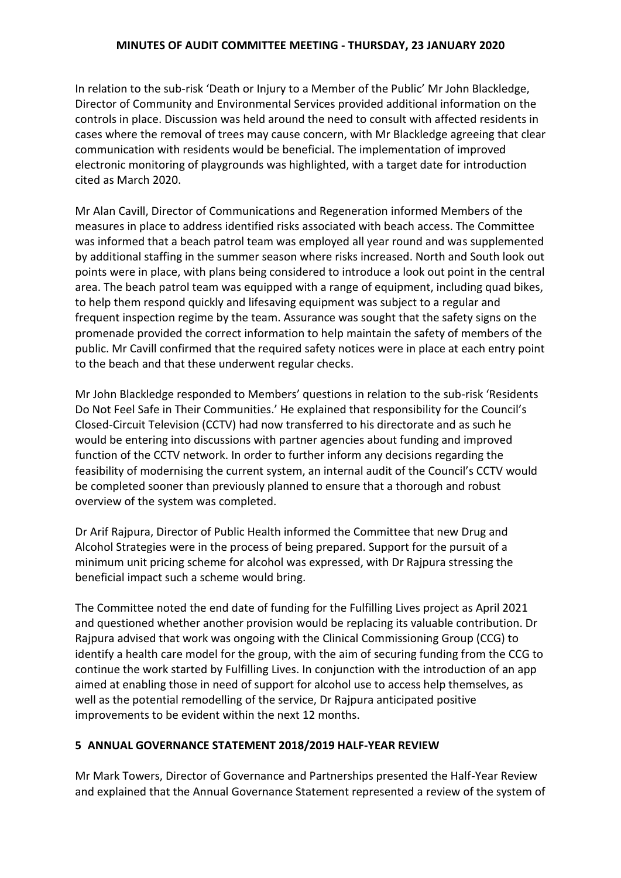In relation to the sub-risk 'Death or Injury to a Member of the Public' Mr John Blackledge, Director of Community and Environmental Services provided additional information on the controls in place. Discussion was held around the need to consult with affected residents in cases where the removal of trees may cause concern, with Mr Blackledge agreeing that clear communication with residents would be beneficial. The implementation of improved electronic monitoring of playgrounds was highlighted, with a target date for introduction cited as March 2020.

Mr Alan Cavill, Director of Communications and Regeneration informed Members of the measures in place to address identified risks associated with beach access. The Committee was informed that a beach patrol team was employed all year round and was supplemented by additional staffing in the summer season where risks increased. North and South look out points were in place, with plans being considered to introduce a look out point in the central area. The beach patrol team was equipped with a range of equipment, including quad bikes, to help them respond quickly and lifesaving equipment was subject to a regular and frequent inspection regime by the team. Assurance was sought that the safety signs on the promenade provided the correct information to help maintain the safety of members of the public. Mr Cavill confirmed that the required safety notices were in place at each entry point to the beach and that these underwent regular checks.

Mr John Blackledge responded to Members' questions in relation to the sub-risk 'Residents Do Not Feel Safe in Their Communities.' He explained that responsibility for the Council's Closed-Circuit Television (CCTV) had now transferred to his directorate and as such he would be entering into discussions with partner agencies about funding and improved function of the CCTV network. In order to further inform any decisions regarding the feasibility of modernising the current system, an internal audit of the Council's CCTV would be completed sooner than previously planned to ensure that a thorough and robust overview of the system was completed.

Dr Arif Rajpura, Director of Public Health informed the Committee that new Drug and Alcohol Strategies were in the process of being prepared. Support for the pursuit of a minimum unit pricing scheme for alcohol was expressed, with Dr Rajpura stressing the beneficial impact such a scheme would bring.

The Committee noted the end date of funding for the Fulfilling Lives project as April 2021 and questioned whether another provision would be replacing its valuable contribution. Dr Rajpura advised that work was ongoing with the Clinical Commissioning Group (CCG) to identify a health care model for the group, with the aim of securing funding from the CCG to continue the work started by Fulfilling Lives. In conjunction with the introduction of an app aimed at enabling those in need of support for alcohol use to access help themselves, as well as the potential remodelling of the service, Dr Rajpura anticipated positive improvements to be evident within the next 12 months.

## 5 ANNUAL GOVERNANCE STATEMENT 2018/2019 HALF-YEAR REVIEW

Mr Mark Towers, Director of Governance and Partnerships presented the Half-Year Review and explained that the Annual Governance Statement represented a review of the system of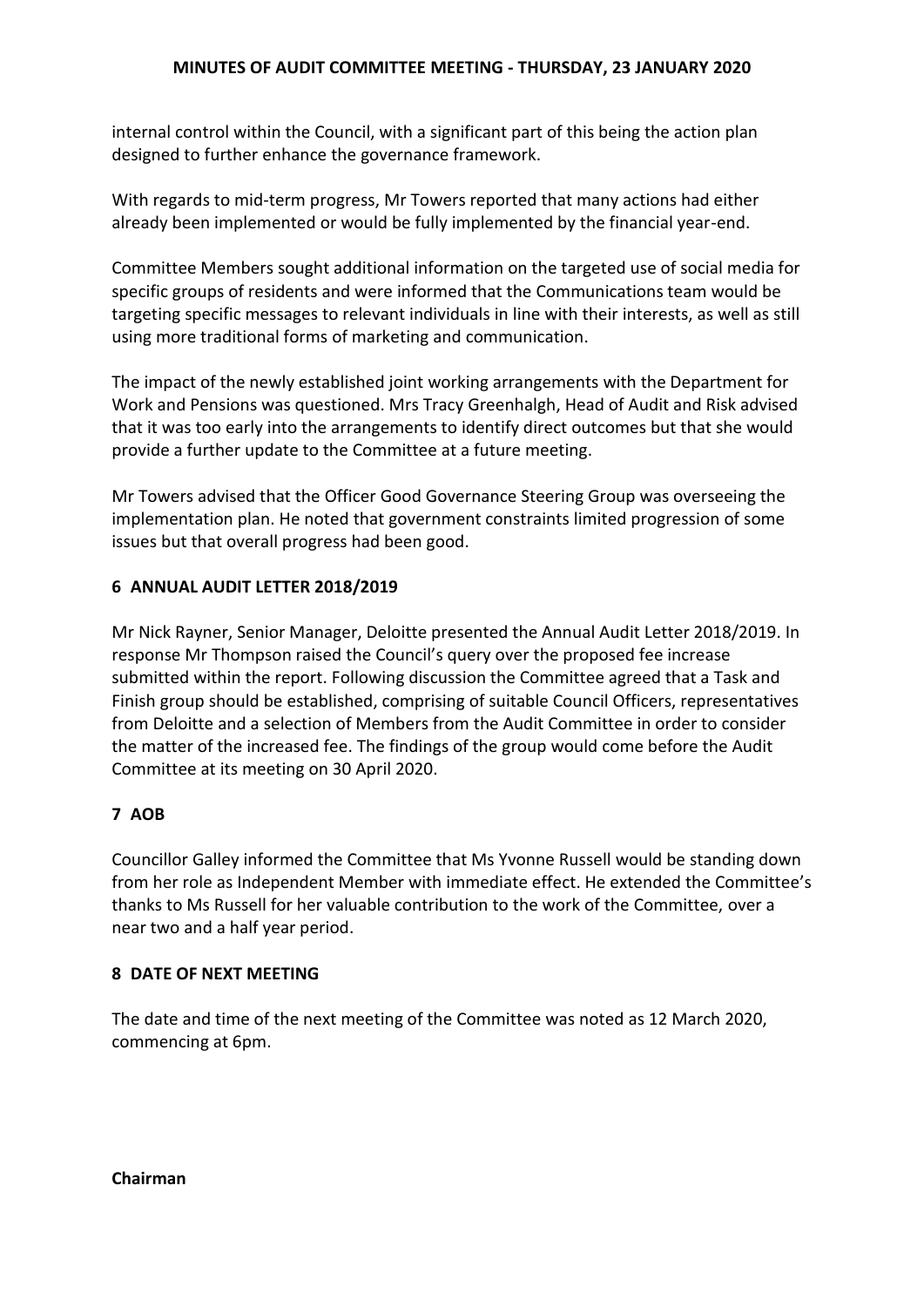internal control within the Council, with a significant part of this being the action plan designed to further enhance the governance framework.

With regards to mid-term progress, Mr Towers reported that many actions had either already been implemented or would be fully implemented by the financial year-end.

Committee Members sought additional information on the targeted use of social media for specific groups of residents and were informed that the Communications team would be targeting specific messages to relevant individuals in line with their interests, as well as still using more traditional forms of marketing and communication.

The impact of the newly established joint working arrangements with the Department for Work and Pensions was questioned. Mrs Tracy Greenhalgh, Head of Audit and Risk advised that it was too early into the arrangements to identify direct outcomes but that she would provide a further update to the Committee at a future meeting.

Mr Towers advised that the Officer Good Governance Steering Group was overseeing the implementation plan. He noted that government constraints limited progression of some issues but that overall progress had been good.

## 6 ANNUAL AUDIT LETTER 2018/2019

Mr Nick Rayner, Senior Manager, Deloitte presented the Annual Audit Letter 2018/2019. In response Mr Thompson raised the Council's query over the proposed fee increase submitted within the report. Following discussion the Committee agreed that a Task and Finish group should be established, comprising of suitable Council Officers, representatives from Deloitte and a selection of Members from the Audit Committee in order to consider the matter of the increased fee. The findings of the group would come before the Audit Committee at its meeting on 30 April 2020.

## 7 AOB

Councillor Galley informed the Committee that Ms Yvonne Russell would be standing down from her role as Independent Member with immediate effect. He extended the Committee's thanks to Ms Russell for her valuable contribution to the work of the Committee, over a near two and a half year period.

## 8 DATE OF NEXT MEETING

The date and time of the next meeting of the Committee was noted as 12 March 2020, commencing at 6pm.

**Chairman**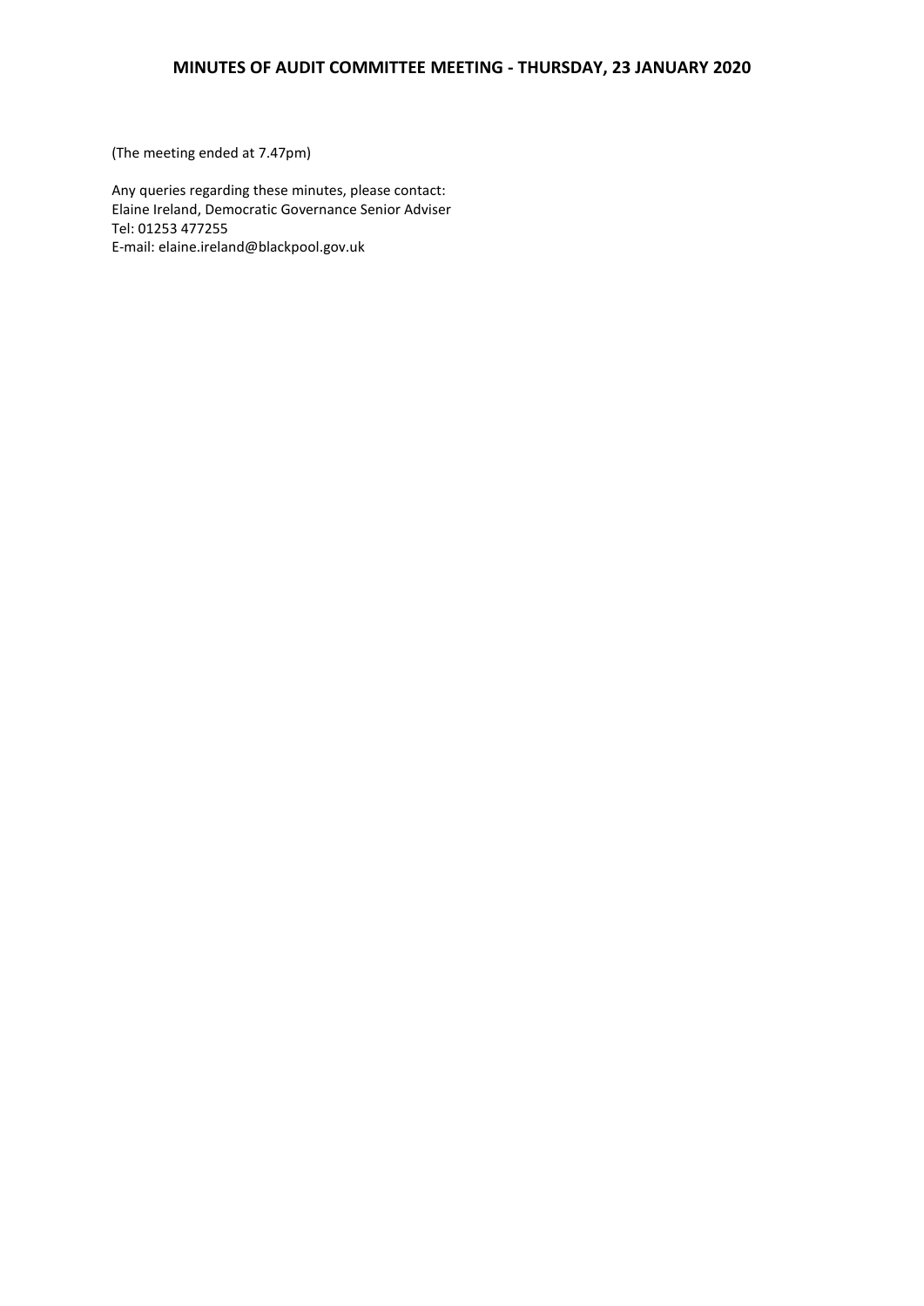(The meeting ended at 7.47pm)

Any queries regarding these minutes, please contact:
Elaine Ireland, Democratic Governance Senior Adviser
Tel: 01253 477255
E-mail: elaine.ireland@blackpool.gov.uk